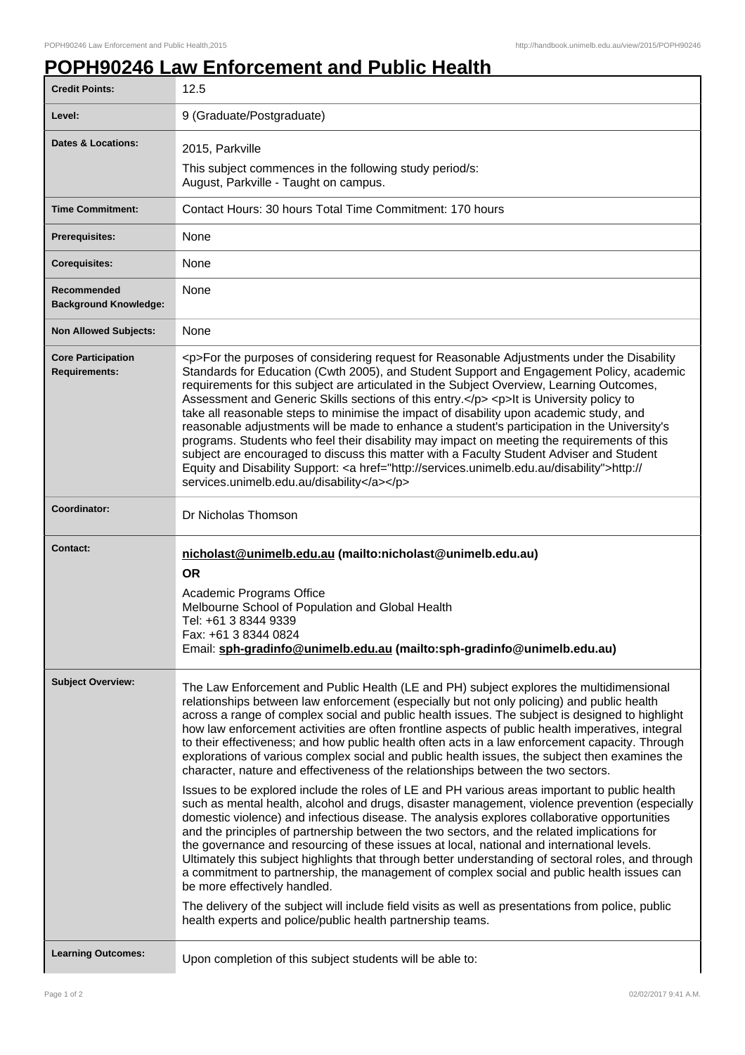# POPH90246 Law Enforcement and Public Health

| | |
|---|---|
| **Credit Points:** | 12.5 |
| **Level:** | 9 (Graduate/Postgraduate) |
| **Dates & Locations:** | 2015, Parkville<br>This subject commences in the following study period/s:<br>August, Parkville - Taught on campus. |
| **Time Commitment:** | Contact Hours: 30 hours Total Time Commitment: 170 hours |
| **Prerequisites:** | None |
| **Corequisites:** | None |
| **Recommended Background Knowledge:** | None |
| **Non Allowed Subjects:** | None |
| **Core Participation Requirements:** | &lt;p&gt;For the purposes of considering request for Reasonable Adjustments under the Disability Standards for Education (Cwth 2005), and Student Support and Engagement Policy, academic requirements for this subject are articulated in the Subject Overview, Learning Outcomes, Assessment and Generic Skills sections of this entry.&lt;/p&gt; &lt;p&gt;It is University policy to take all reasonable steps to minimise the impact of disability upon academic study, and reasonable adjustments will be made to enhance a student's participation in the University's programs. Students who feel their disability may impact on meeting the requirements of this subject are encouraged to discuss this matter with a Faculty Student Adviser and Student Equity and Disability Support: &lt;a href="http://services.unimelb.edu.au/disability"&gt;http://services.unimelb.edu.au/disability&lt;/a&gt;&lt;/p&gt; |
| **Coordinator:** | Dr Nicholas Thomson |
| **Contact:** | **nicholast@unimelb.edu.au (mailto:nicholast@unimelb.edu.au)**<br>**OR**<br>Academic Programs Office<br>Melbourne School of Population and Global Health<br>Tel: +61 3 8344 9339<br>Fax: +61 3 8344 0824<br>Email: **sph-gradinfo@unimelb.edu.au (mailto:sph-gradinfo@unimelb.edu.au)** |
| **Subject Overview:** | The Law Enforcement and Public Health (LE and PH) subject explores the multidimensional relationships between law enforcement (especially but not only policing) and public health across a range of complex social and public health issues. The subject is designed to highlight how law enforcement activities are often frontline aspects of public health imperatives, integral to their effectiveness; and how public health often acts in a law enforcement capacity. Through explorations of various complex social and public health issues, the subject then examines the character, nature and effectiveness of the relationships between the two sectors.<br><br>Issues to be explored include the roles of LE and PH various areas important to public health such as mental health, alcohol and drugs, disaster management, violence prevention (especially domestic violence) and infectious disease. The analysis explores collaborative opportunities and the principles of partnership between the two sectors, and the related implications for the governance and resourcing of these issues at local, national and international levels. Ultimately this subject highlights that through better understanding of sectoral roles, and through a commitment to partnership, the management of complex social and public health issues can be more effectively handled.<br><br>The delivery of the subject will include field visits as well as presentations from police, public health experts and police/public health partnership teams. |
| **Learning Outcomes:** | Upon completion of this subject students will be able to: |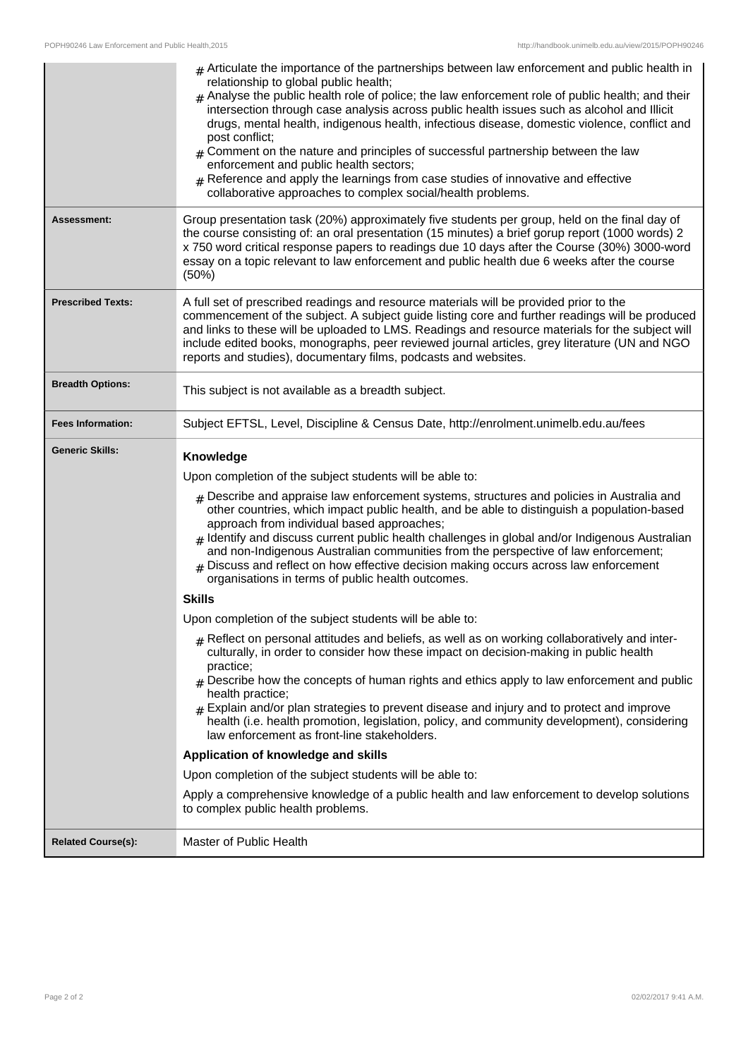| | |
|---|---|
| | # Articulate the importance of the partnerships between law enforcement and public health in relationship to global public health;<br># Analyse the public health role of police; the law enforcement role of public health; and their intersection through case analysis across public health issues such as alcohol and Illicit drugs, mental health, indigenous health, infectious disease, domestic violence, conflict and post conflict;<br># Comment on the nature and principles of successful partnership between the law enforcement and public health sectors;<br># Reference and apply the learnings from case studies of innovative and effective collaborative approaches to complex social/health problems. |
| **Assessment:** | Group presentation task (20%) approximately five students per group, held on the final day of the course consisting of: an oral presentation (15 minutes) a brief gorup report (1000 words) 2 x 750 word critical response papers to readings due 10 days after the Course (30%) 3000-word essay on a topic relevant to law enforcement and public health due 6 weeks after the course (50%) |
| **Prescribed Texts:** | A full set of prescribed readings and resource materials will be provided prior to the commencement of the subject. A subject guide listing core and further readings will be produced and links to these will be uploaded to LMS. Readings and resource materials for the subject will include edited books, monographs, peer reviewed journal articles, grey literature (UN and NGO reports and studies), documentary films, podcasts and websites. |
| **Breadth Options:** | This subject is not available as a breadth subject. |
| **Fees Information:** | Subject EFTSL, Level, Discipline & Census Date, http://enrolment.unimelb.edu.au/fees |
| **Generic Skills:** | **Knowledge**<br>Upon completion of the subject students will be able to:<br># Describe and appraise law enforcement systems, structures and policies in Australia and other countries, which impact public health, and be able to distinguish a population-based approach from individual based approaches;<br># Identify and discuss current public health challenges in global and/or Indigenous Australian and non-Indigenous Australian communities from the perspective of law enforcement;<br># Discuss and reflect on how effective decision making occurs across law enforcement organisations in terms of public health outcomes.<br>**Skills**<br>Upon completion of the subject students will be able to:<br># Reflect on personal attitudes and beliefs, as well as on working collaboratively and inter-culturally, in order to consider how these impact on decision-making in public health practice;<br># Describe how the concepts of human rights and ethics apply to law enforcement and public health practice;<br># Explain and/or plan strategies to prevent disease and injury and to protect and improve health (i.e. health promotion, legislation, policy, and community development), considering law enforcement as front-line stakeholders.<br>**Application of knowledge and skills**<br>Upon completion of the subject students will be able to:<br>Apply a comprehensive knowledge of a public health and law enforcement to develop solutions to complex public health problems. |
| **Related Course(s):** | Master of Public Health |